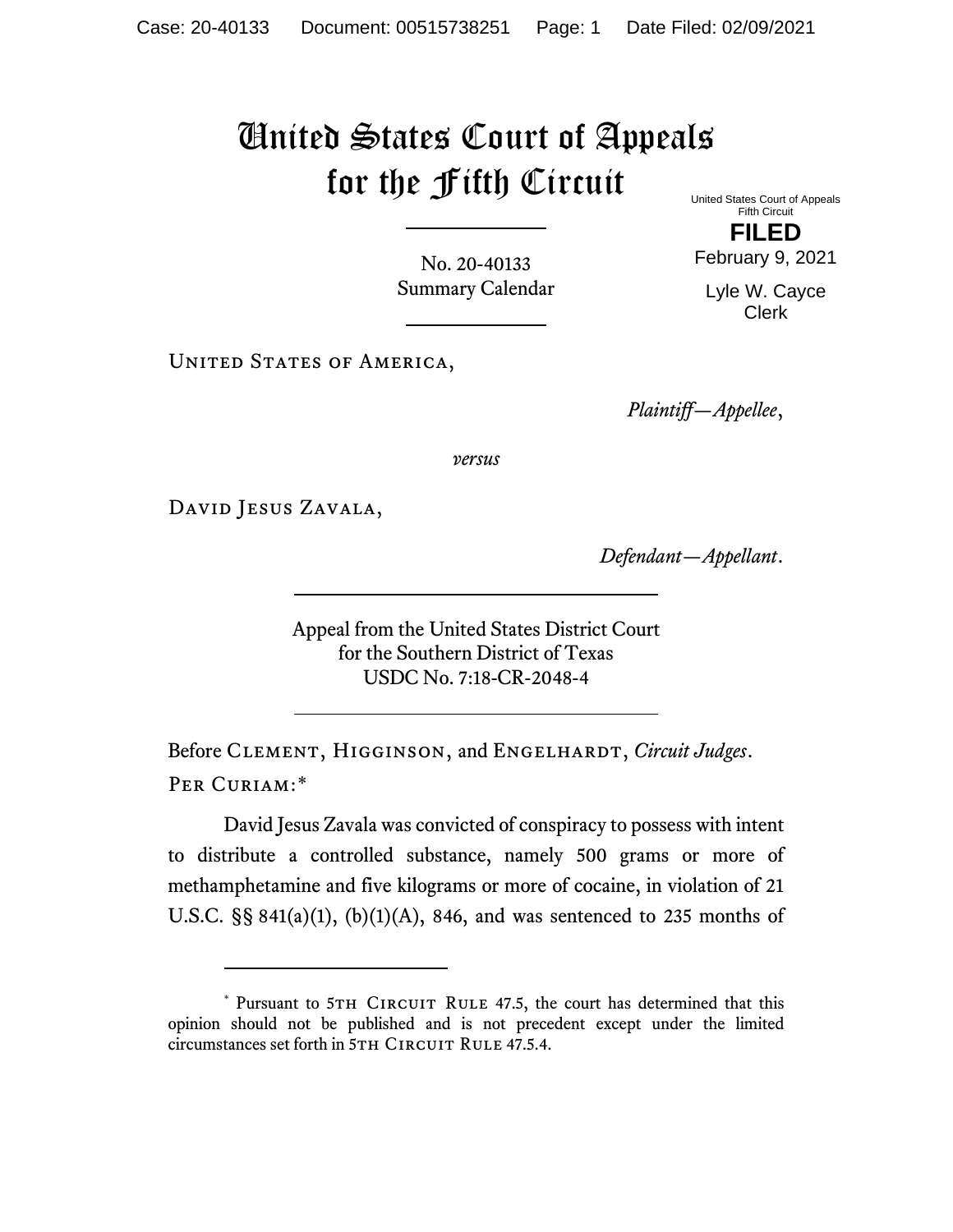# United States Court of Appeals for the Fifth Circuit

United States Court of Appeals
Fifth Circuit

**FILED**

February 9, 2021

Lyle W. Cayce
Clerk

No. 20-40133
Summary Calendar

United States of America,

*Plaintiff—Appellee*,

*versus*

David Jesus Zavala,

*Defendant—Appellant*.

Appeal from the United States District Court
for the Southern District of Texas
USDC No. 7:18-CR-2048-4

Before Clement, Higginson, and Engelhardt, *Circuit Judges*.

Per Curiam:*

David Jesus Zavala was convicted of conspiracy to possess with intent to distribute a controlled substance, namely 500 grams or more of methamphetamine and five kilograms or more of cocaine, in violation of 21 U.S.C. §§ 841(a)(1), (b)(1)(A), 846, and was sentenced to 235 months of

* Pursuant to 5th Circuit Rule 47.5, the court has determined that this opinion should not be published and is not precedent except under the limited circumstances set forth in 5th Circuit Rule 47.5.4.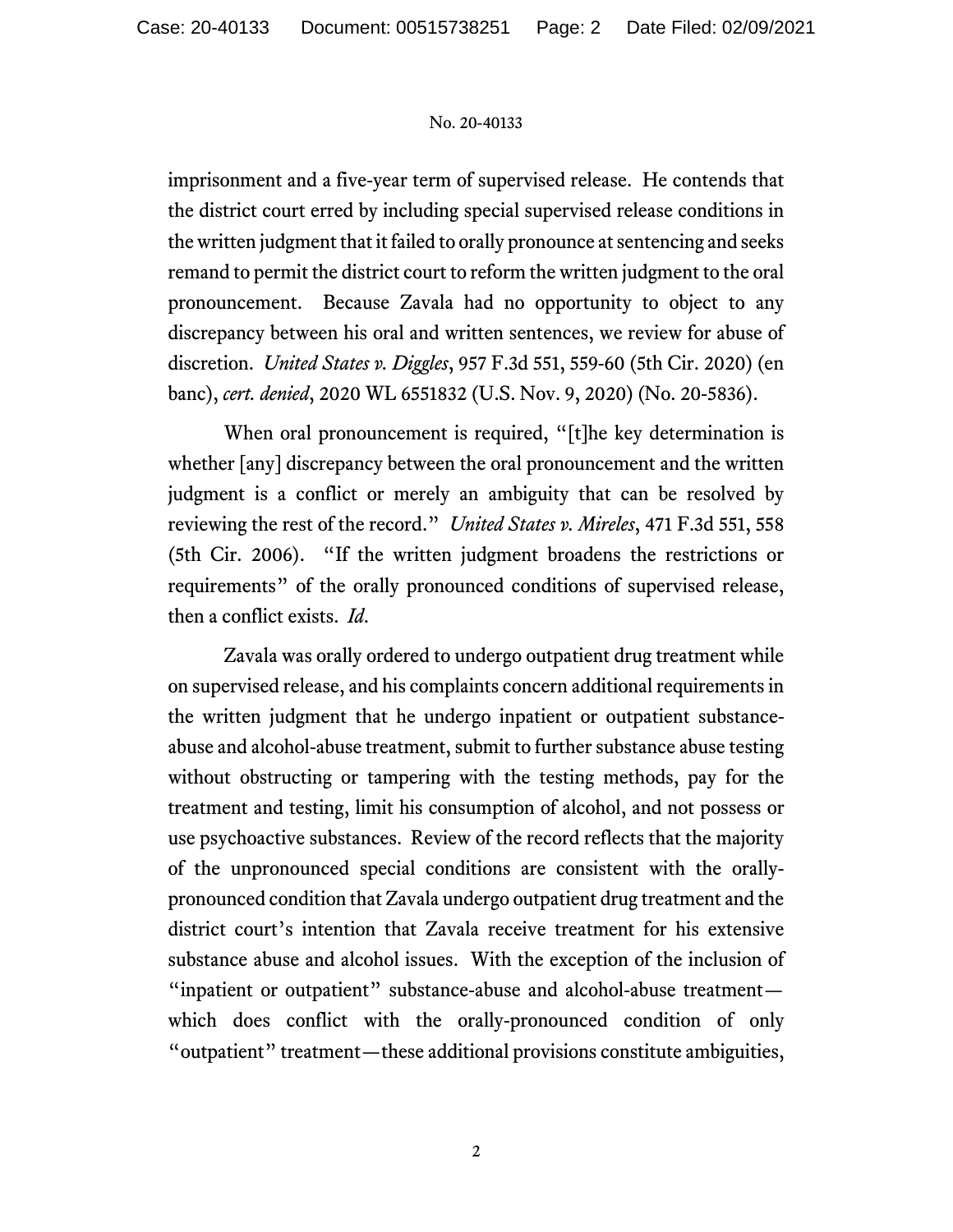imprisonment and a five-year term of supervised release. He contends that the district court erred by including special supervised release conditions in the written judgment that it failed to orally pronounce at sentencing and seeks remand to permit the district court to reform the written judgment to the oral pronouncement. Because Zavala had no opportunity to object to any discrepancy between his oral and written sentences, we review for abuse of discretion. *United States v. Diggles*, 957 F.3d 551, 559-60 (5th Cir. 2020) (en banc), *cert. denied*, 2020 WL 6551832 (U.S. Nov. 9, 2020) (No. 20-5836).

When oral pronouncement is required, "[t]he key determination is whether [any] discrepancy between the oral pronouncement and the written judgment is a conflict or merely an ambiguity that can be resolved by reviewing the rest of the record." *United States v. Mireles*, 471 F.3d 551, 558 (5th Cir. 2006). "If the written judgment broadens the restrictions or requirements" of the orally pronounced conditions of supervised release, then a conflict exists. *Id.*

Zavala was orally ordered to undergo outpatient drug treatment while on supervised release, and his complaints concern additional requirements in the written judgment that he undergo inpatient or outpatient substance-abuse and alcohol-abuse treatment, submit to further substance abuse testing without obstructing or tampering with the testing methods, pay for the treatment and testing, limit his consumption of alcohol, and not possess or use psychoactive substances. Review of the record reflects that the majority of the unpronounced special conditions are consistent with the orally-pronounced condition that Zavala undergo outpatient drug treatment and the district court's intention that Zavala receive treatment for his extensive substance abuse and alcohol issues. With the exception of the inclusion of "inpatient or outpatient" substance-abuse and alcohol-abuse treatment—which does conflict with the orally-pronounced condition of only "outpatient" treatment—these additional provisions constitute ambiguities,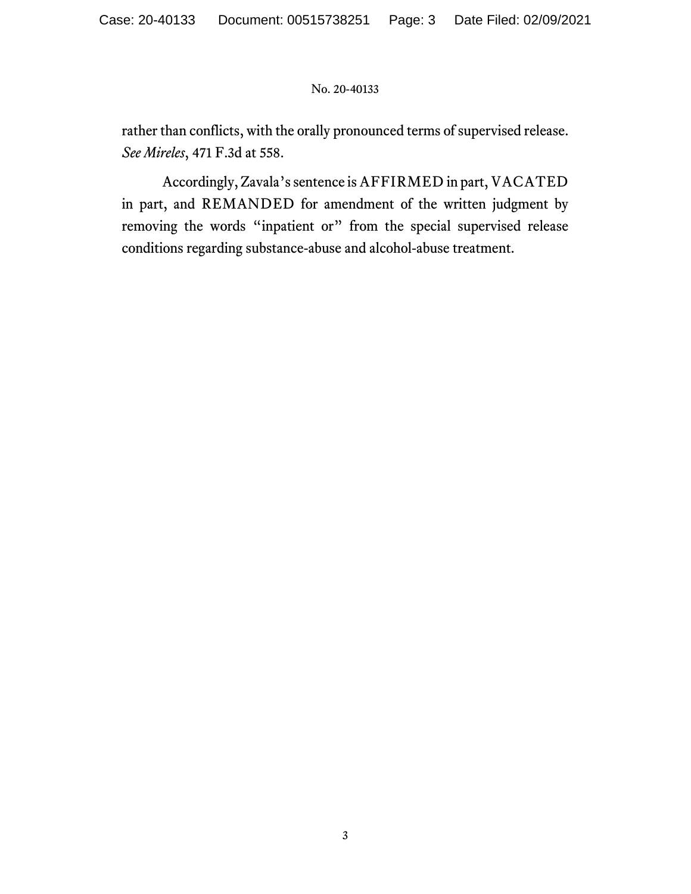rather than conflicts, with the orally pronounced terms of supervised release. *See Mireles*, 471 F.3d at 558.

Accordingly, Zavala's sentence is AFFIRMED in part, VACATED in part, and REMANDED for amendment of the written judgment by removing the words "inpatient or" from the special supervised release conditions regarding substance-abuse and alcohol-abuse treatment.